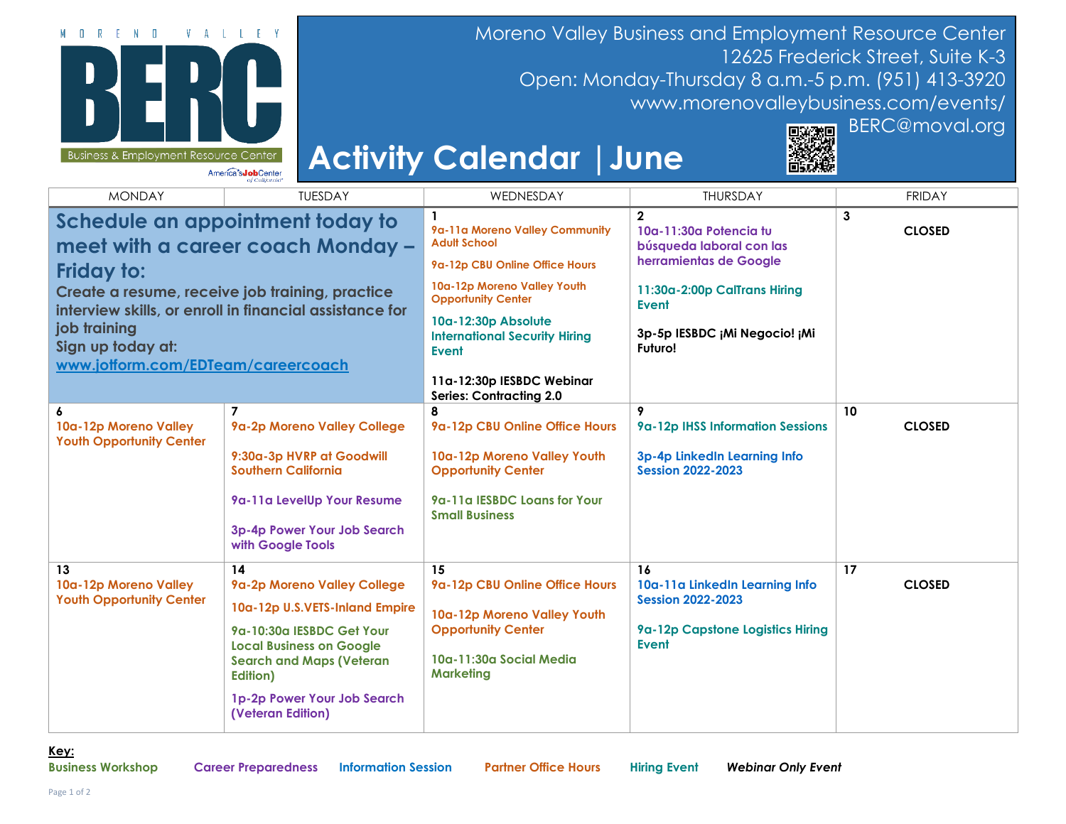MORENO VALLEY **BERC** Business & Employment Resource Center

America's Job Center of California

# Moreno Valley Business and Employment Resource Center

12625 Frederick Street, Suite K-3
Open: Monday-Thursday 8 a.m.-5 p.m. (951) 413-3920
www.morenovalleybusiness.com/events/
BERC@moval.org

# Activity Calendar | June

| MONDAY | TUESDAY | WEDNESDAY | THURSDAY | FRIDAY |
|---|---|---|---|---|
| **Schedule an appointment today to meet with a career coach Monday – Friday to:** Create a resume, receive job training, practice interview skills, or enroll in financial assistance for job training. Sign up today at: www.jotform.com/EDTeam/careercoach | | **1** 9a-11a Moreno Valley Community Adult School; 9a-12p CBU Online Office Hours; 10a-12p Moreno Valley Youth Opportunity Center; 10a-12:30p Absolute International Security Hiring Event; 11a-12:30p IESBDC Webinar Series: Contracting 2.0 | **2** 10a-11:30a Potencia tu búsqueda laboral con las herramientas de Google; 11:30a-2:00p CalTrans Hiring Event; 3p-5p IESBDC ¡Mi Negocio! ¡Mi Futuro! | **3** CLOSED |
| **6** 10a-12p Moreno Valley Youth Opportunity Center | **7** 9a-2p Moreno Valley College; 9:30a-3p HVRP at Goodwill Southern California; 9a-11a LevelUp Your Resume; 3p-4p Power Your Job Search with Google Tools | **8** 9a-12p CBU Online Office Hours; 10a-12p Moreno Valley Youth Opportunity Center; 9a-11a IESBDC Loans for Your Small Business | **9** 9a-12p IHSS Information Sessions; 3p-4p LinkedIn Learning Info Session 2022-2023 | **10** CLOSED |
| **13** 10a-12p Moreno Valley Youth Opportunity Center | **14** 9a-2p Moreno Valley College; 10a-12p U.S.VETS-Inland Empire; 9a-10:30a IESBDC Get Your Local Business on Google Search and Maps (Veteran Edition); 1p-2p Power Your Job Search (Veteran Edition) | **15** 9a-12p CBU Online Office Hours; 10a-12p Moreno Valley Youth Opportunity Center; 10a-11:30a Social Media Marketing | **16** 10a-11a LinkedIn Learning Info Session 2022-2023; 9a-12p Capstone Logistics Hiring Event | **17** CLOSED |

**Key:**
Business Workshop | Career Preparedness | Information Session | Partner Office Hours | Hiring Event | *Webinar Only Event*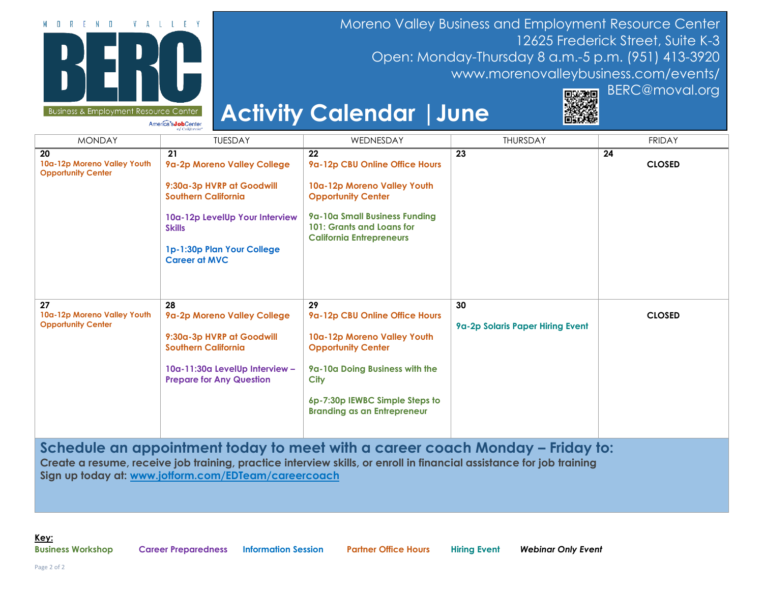MORENO VALLEY

BERC

Business & Employment Resource Center

America's Job Center of California

Moreno Valley Business and Employment Resource Center
12625 Frederick Street, Suite K-3
Open: Monday-Thursday 8 a.m.-5 p.m. (951) 413-3920
www.morenovalleybusiness.com/events/
BERC@moval.org

# Activity Calendar | June

| MONDAY | TUESDAY | WEDNESDAY | THURSDAY | FRIDAY |
|---|---|---|---|---|
| **20** **10a-12p Moreno Valley Youth Opportunity Center** | **21** **9a-2p Moreno Valley College** **9:30a-3p HVRP at Goodwill Southern California** **10a-12p LevelUp Your Interview Skills** **1p-1:30p Plan Your College Career at MVC** | **22** **9a-12p CBU Online Office Hours** **10a-12p Moreno Valley Youth Opportunity Center** **9a-10a Small Business Funding 101: Grants and Loans for California Entrepreneurs** | **23** | **24** **CLOSED** |
| **27** **10a-12p Moreno Valley Youth Opportunity Center** | **28** **9a-2p Moreno Valley College** **9:30a-3p HVRP at Goodwill Southern California** **10a-11:30a LevelUp Interview – Prepare for Any Question** | **29** **9a-12p CBU Online Office Hours** **10a-12p Moreno Valley Youth Opportunity Center** **9a-10a Doing Business with the City** **6p-7:30p IEWBC Simple Steps to Branding as an Entrepreneur** | **30** **9a-2p Solaris Paper Hiring Event** | **CLOSED** |

## Schedule an appointment today to meet with a career coach Monday – Friday to:

**Create a resume, receive job training, practice interview skills, or enroll in financial assistance for job training**
**Sign up today at: www.jotform.com/EDTeam/careercoach**

**Key:**
**Business Workshop** **Career Preparedness** **Information Session** **Partner Office Hours** **Hiring Event** ***Webinar Only Event***